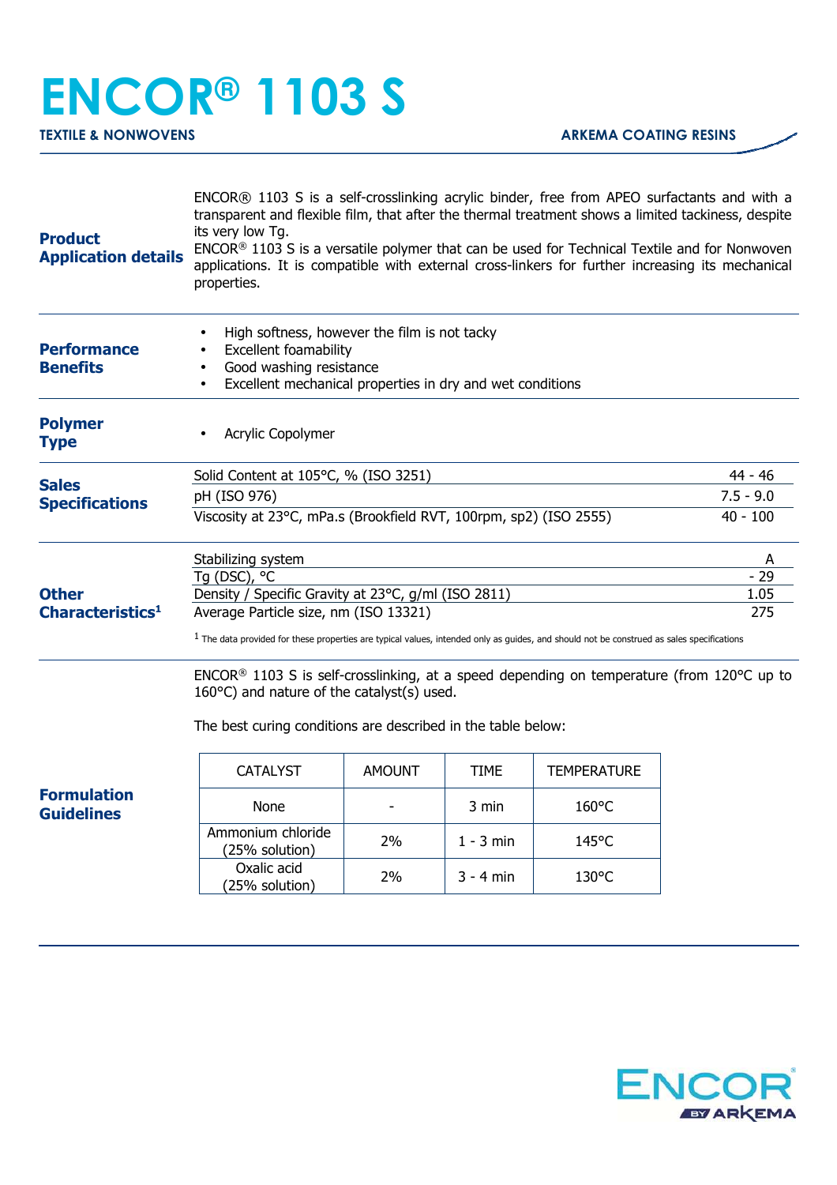# ENCOR® 1103 S

**TEXTILE & NONWOVENS** | **ARKEMA COATING RESINS**

## Product Application details

ENCOR® 1103 S is a self-crosslinking acrylic binder, free from APEO surfactants and with a transparent and flexible film, that after the thermal treatment shows a limited tackiness, despite its very low Tg.

ENCOR® 1103 S is a versatile polymer that can be used for Technical Textile and for Nonwoven applications. It is compatible with external cross-linkers for further increasing its mechanical properties.

## Performance Benefits

- High softness, however the film is not tacky
- Excellent foamability
- Good washing resistance
- Excellent mechanical properties in dry and wet conditions

## Polymer Type

- Acrylic Copolymer

## Sales Specifications

| Property | Value |
|---|---|
| Solid Content at 105°C, % (ISO 3251) | 44 - 46 |
| pH (ISO 976) | 7.5 - 9.0 |
| Viscosity at 23°C, mPa.s (Brookfield RVT, 100rpm, sp2) (ISO 2555) | 40 - 100 |

## Other Characteristics[1]

| Property | Value |
|---|---|
| Stabilizing system | A |
| Tg (DSC), °C | - 29 |
| Density / Specific Gravity at 23°C, g/ml (ISO 2811) | 1.05 |
| Average Particle size, nm (ISO 13321) | 275 |

[1] The data provided for these properties are typical values, intended only as guides, and should not be construed as sales specifications

## Formulation Guidelines

ENCOR® 1103 S is self-crosslinking, at a speed depending on temperature (from 120°C up to 160°C) and nature of the catalyst(s) used.

The best curing conditions are described in the table below:

| CATALYST | AMOUNT | TIME | TEMPERATURE |
|---|---|---|---|
| None | - | 3 min | 160°C |
| Ammonium chloride (25% solution) | 2% | 1 - 3 min | 145°C |
| Oxalic acid (25% solution) | 2% | 3 - 4 min | 130°C |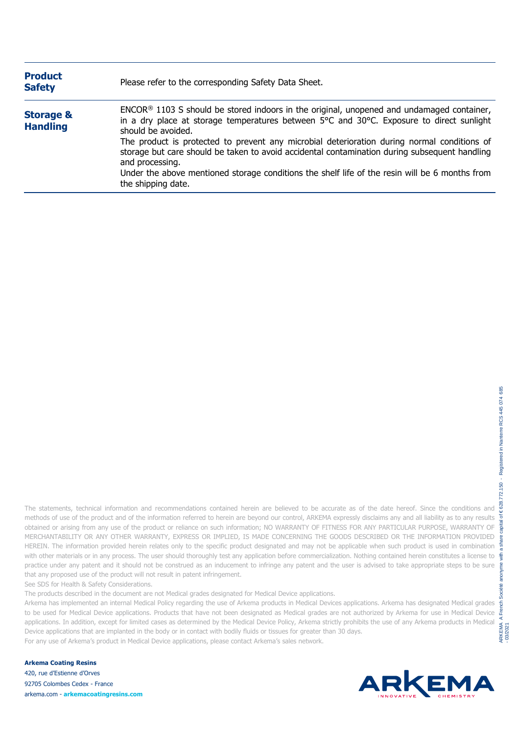| | |
|---|---|
| **Product Safety** | Please refer to the corresponding Safety Data Sheet. |
| **Storage & Handling** | ENCOR® 1103 S should be stored indoors in the original, unopened and undamaged container, in a dry place at storage temperatures between 5°C and 30°C. Exposure to direct sunlight should be avoided.<br>The product is protected to prevent any microbial deterioration during normal conditions of storage but care should be taken to avoid accidental contamination during subsequent handling and processing.<br>Under the above mentioned storage conditions the shelf life of the resin will be 6 months from the shipping date. |

The statements, technical information and recommendations contained herein are believed to be accurate as of the date hereof. Since the conditions and methods of use of the product and of the information referred to herein are beyond our control, ARKEMA expressly disclaims any and all liability as to any results obtained or arising from any use of the product or reliance on such information; NO WARRANTY OF FITNESS FOR ANY PARTICULAR PURPOSE, WARRANTY OF MERCHANTABILITY OR ANY OTHER WARRANTY, EXPRESS OR IMPLIED, IS MADE CONCERNING THE GOODS DESCRIBED OR THE INFORMATION PROVIDED HEREIN. The information provided herein relates only to the specific product designated and may not be applicable when such product is used in combination with other materials or in any process. The user should thoroughly test any application before commercialization. Nothing contained herein constitutes a license to practice under any patent and it should not be construed as an inducement to infringe any patent and the user is advised to take appropriate steps to be sure that any proposed use of the product will not result in patent infringement.
See SDS for Health & Safety Considerations.
The products described in the document are not Medical grades designated for Medical Device applications.
Arkema has implemented an internal Medical Policy regarding the use of Arkema products in Medical Devices applications. Arkema has designated Medical grades to be used for Medical Device applications. Products that have not been designated as Medical grades are not authorized by Arkema for use in Medical Device applications. In addition, except for limited cases as determined by the Medical Device Policy, Arkema strictly prohibits the use of any Arkema products in Medical Device applications that are implanted in the body or in contact with bodily fluids or tissues for greater than 30 days.
For any use of Arkema's product in Medical Device applications, please contact Arkema's sales network.

ARKEMA A French Société anonyme with a share capital of € 628.772.150 - Registered in Nanterre RCS 445 074 685 - 03/2021

**Arkema Coating Resins**
420, rue d'Estienne d'Orves
92705 Colombes Cedex - France
arkema.com - **arkemacoatingresins.com**

ARKEMA INNOVATIVE CHEMISTRY